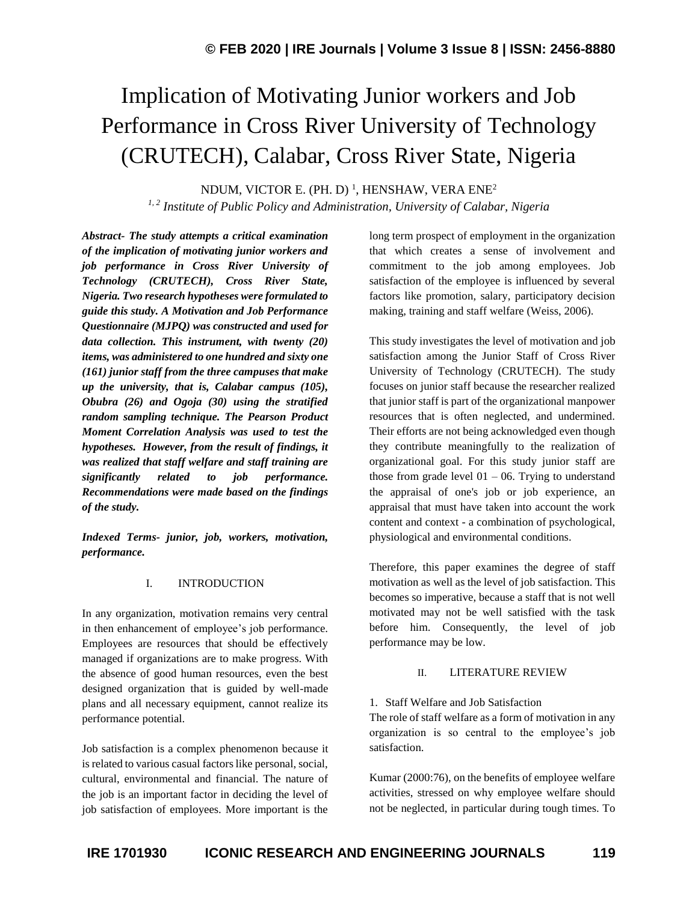# Implication of Motivating Junior workers and Job Performance in Cross River University of Technology (CRUTECH), Calabar, Cross River State, Nigeria

NDUM, VICTOR E. (PH. D) [1], HENSHAW, VERA ENE[2]

*[1, 2] Institute of Public Policy and Administration, University of Calabar, Nigeria*

***Abstract-** The study attempts a critical examination of the implication of motivating junior workers and job performance in Cross River University of Technology (CRUTECH), Cross River State, Nigeria. Two research hypotheses were formulated to guide this study. A Motivation and Job Performance Questionnaire (MJPQ) was constructed and used for data collection. This instrument, with twenty (20) items, was administered to one hundred and sixty one (161) junior staff from the three campuses that make up the university, that is, Calabar campus (105), Obubra (26) and Ogoja (30) using the stratified random sampling technique. The Pearson Product Moment Correlation Analysis was used to test the hypotheses. However, from the result of findings, it was realized that staff welfare and staff training are significantly related to job performance. Recommendations were made based on the findings of the study.*

***Indexed Terms-** junior, job, workers, motivation, performance.*

## I. INTRODUCTION

In any organization, motivation remains very central in then enhancement of employee's job performance. Employees are resources that should be effectively managed if organizations are to make progress. With the absence of good human resources, even the best designed organization that is guided by well-made plans and all necessary equipment, cannot realize its performance potential.

Job satisfaction is a complex phenomenon because it is related to various casual factors like personal, social, cultural, environmental and financial. The nature of the job is an important factor in deciding the level of job satisfaction of employees. More important is the long term prospect of employment in the organization that which creates a sense of involvement and commitment to the job among employees. Job satisfaction of the employee is influenced by several factors like promotion, salary, participatory decision making, training and staff welfare (Weiss, 2006).

This study investigates the level of motivation and job satisfaction among the Junior Staff of Cross River University of Technology (CRUTECH). The study focuses on junior staff because the researcher realized that junior staff is part of the organizational manpower resources that is often neglected, and undermined. Their efforts are not being acknowledged even though they contribute meaningfully to the realization of organizational goal. For this study junior staff are those from grade level 01 – 06. Trying to understand the appraisal of one's job or job experience, an appraisal that must have taken into account the work content and context - a combination of psychological, physiological and environmental conditions.

Therefore, this paper examines the degree of staff motivation as well as the level of job satisfaction. This becomes so imperative, because a staff that is not well motivated may not be well satisfied with the task before him. Consequently, the level of job performance may be low.

## II. LITERATURE REVIEW

### 1. Staff Welfare and Job Satisfaction

The role of staff welfare as a form of motivation in any organization is so central to the employee's job satisfaction.

Kumar (2000:76), on the benefits of employee welfare activities, stressed on why employee welfare should not be neglected, in particular during tough times. To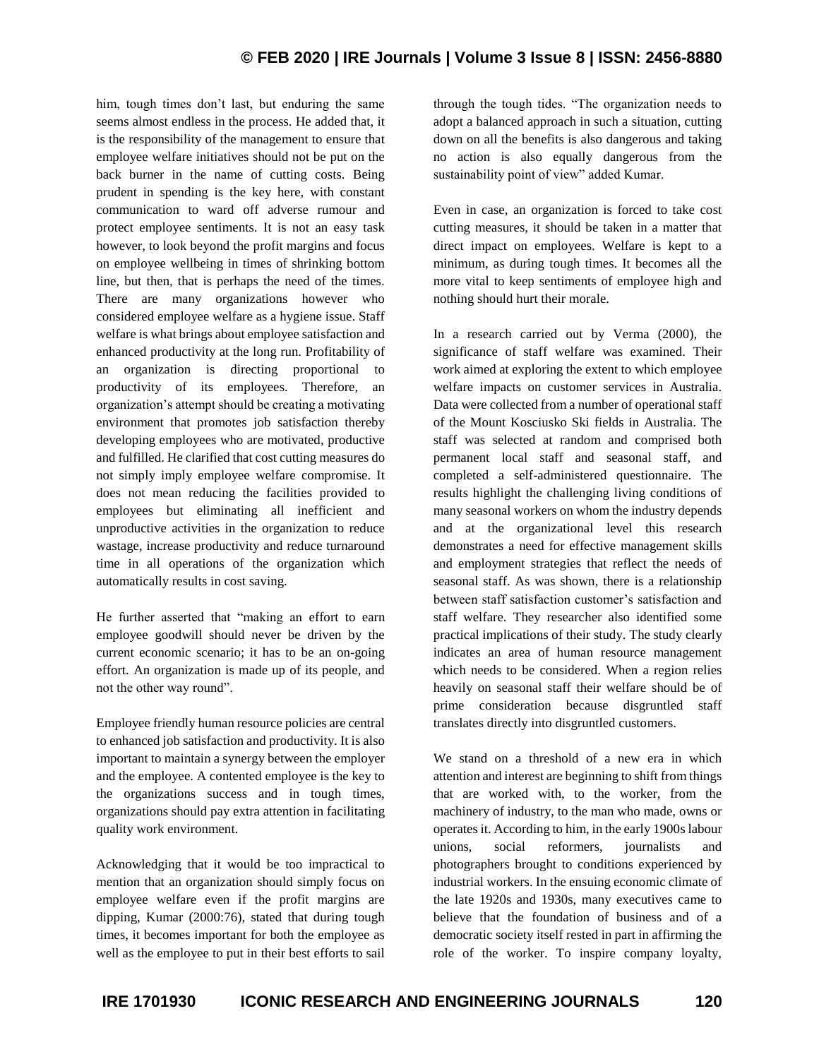him, tough times don't last, but enduring the same seems almost endless in the process. He added that, it is the responsibility of the management to ensure that employee welfare initiatives should not be put on the back burner in the name of cutting costs. Being prudent in spending is the key here, with constant communication to ward off adverse rumour and protect employee sentiments. It is not an easy task however, to look beyond the profit margins and focus on employee wellbeing in times of shrinking bottom line, but then, that is perhaps the need of the times. There are many organizations however who considered employee welfare as a hygiene issue. Staff welfare is what brings about employee satisfaction and enhanced productivity at the long run. Profitability of an organization is directing proportional to productivity of its employees. Therefore, an organization's attempt should be creating a motivating environment that promotes job satisfaction thereby developing employees who are motivated, productive and fulfilled. He clarified that cost cutting measures do not simply imply employee welfare compromise. It does not mean reducing the facilities provided to employees but eliminating all inefficient and unproductive activities in the organization to reduce wastage, increase productivity and reduce turnaround time in all operations of the organization which automatically results in cost saving.

He further asserted that "making an effort to earn employee goodwill should never be driven by the current economic scenario; it has to be an on-going effort. An organization is made up of its people, and not the other way round".

Employee friendly human resource policies are central to enhanced job satisfaction and productivity. It is also important to maintain a synergy between the employer and the employee. A contented employee is the key to the organizations success and in tough times, organizations should pay extra attention in facilitating quality work environment.

Acknowledging that it would be too impractical to mention that an organization should simply focus on employee welfare even if the profit margins are dipping, Kumar (2000:76), stated that during tough times, it becomes important for both the employee as well as the employee to put in their best efforts to sail through the tough tides. "The organization needs to adopt a balanced approach in such a situation, cutting down on all the benefits is also dangerous and taking no action is also equally dangerous from the sustainability point of view" added Kumar.

Even in case, an organization is forced to take cost cutting measures, it should be taken in a matter that direct impact on employees. Welfare is kept to a minimum, as during tough times. It becomes all the more vital to keep sentiments of employee high and nothing should hurt their morale.

In a research carried out by Verma (2000), the significance of staff welfare was examined. Their work aimed at exploring the extent to which employee welfare impacts on customer services in Australia. Data were collected from a number of operational staff of the Mount Kosciusko Ski fields in Australia. The staff was selected at random and comprised both permanent local staff and seasonal staff, and completed a self-administered questionnaire. The results highlight the challenging living conditions of many seasonal workers on whom the industry depends and at the organizational level this research demonstrates a need for effective management skills and employment strategies that reflect the needs of seasonal staff. As was shown, there is a relationship between staff satisfaction customer's satisfaction and staff welfare. They researcher also identified some practical implications of their study. The study clearly indicates an area of human resource management which needs to be considered. When a region relies heavily on seasonal staff their welfare should be of prime consideration because disgruntled staff translates directly into disgruntled customers.

We stand on a threshold of a new era in which attention and interest are beginning to shift from things that are worked with, to the worker, from the machinery of industry, to the man who made, owns or operates it. According to him, in the early 1900s labour unions, social reformers, journalists and photographers brought to conditions experienced by industrial workers. In the ensuing economic climate of the late 1920s and 1930s, many executives came to believe that the foundation of business and of a democratic society itself rested in part in affirming the role of the worker. To inspire company loyalty,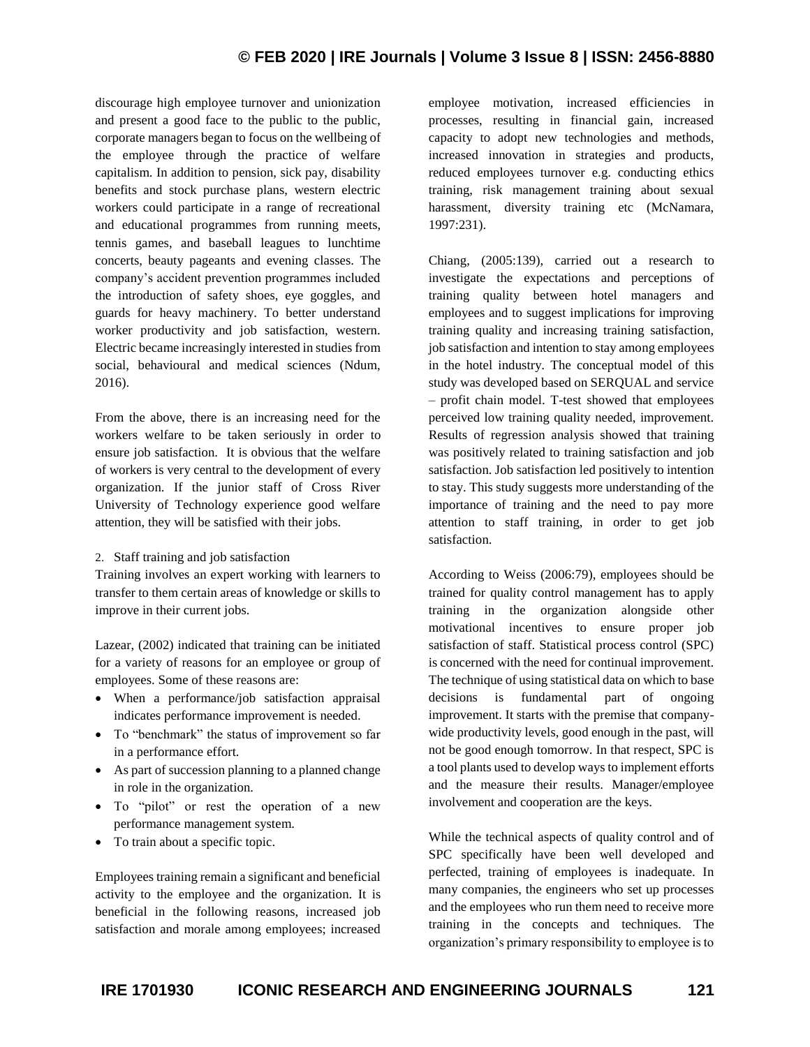discourage high employee turnover and unionization and present a good face to the public to the public, corporate managers began to focus on the wellbeing of the employee through the practice of welfare capitalism. In addition to pension, sick pay, disability benefits and stock purchase plans, western electric workers could participate in a range of recreational and educational programmes from running meets, tennis games, and baseball leagues to lunchtime concerts, beauty pageants and evening classes. The company's accident prevention programmes included the introduction of safety shoes, eye goggles, and guards for heavy machinery. To better understand worker productivity and job satisfaction, western. Electric became increasingly interested in studies from social, behavioural and medical sciences (Ndum, 2016).

From the above, there is an increasing need for the workers welfare to be taken seriously in order to ensure job satisfaction. It is obvious that the welfare of workers is very central to the development of every organization. If the junior staff of Cross River University of Technology experience good welfare attention, they will be satisfied with their jobs.

2. Staff training and job satisfaction

Training involves an expert working with learners to transfer to them certain areas of knowledge or skills to improve in their current jobs.

Lazear, (2002) indicated that training can be initiated for a variety of reasons for an employee or group of employees. Some of these reasons are:

- When a performance/job satisfaction appraisal indicates performance improvement is needed.
- To "benchmark" the status of improvement so far in a performance effort.
- As part of succession planning to a planned change in role in the organization.
- To "pilot" or rest the operation of a new performance management system.
- To train about a specific topic.

Employees training remain a significant and beneficial activity to the employee and the organization. It is beneficial in the following reasons, increased job satisfaction and morale among employees; increased employee motivation, increased efficiencies in processes, resulting in financial gain, increased capacity to adopt new technologies and methods, increased innovation in strategies and products, reduced employees turnover e.g. conducting ethics training, risk management training about sexual harassment, diversity training etc (McNamara, 1997:231).

Chiang, (2005:139), carried out a research to investigate the expectations and perceptions of training quality between hotel managers and employees and to suggest implications for improving training quality and increasing training satisfaction, job satisfaction and intention to stay among employees in the hotel industry. The conceptual model of this study was developed based on SERQUAL and service – profit chain model. T-test showed that employees perceived low training quality needed, improvement. Results of regression analysis showed that training was positively related to training satisfaction and job satisfaction. Job satisfaction led positively to intention to stay. This study suggests more understanding of the importance of training and the need to pay more attention to staff training, in order to get job satisfaction.

According to Weiss (2006:79), employees should be trained for quality control management has to apply training in the organization alongside other motivational incentives to ensure proper job satisfaction of staff. Statistical process control (SPC) is concerned with the need for continual improvement. The technique of using statistical data on which to base decisions is fundamental part of ongoing improvement. It starts with the premise that company-wide productivity levels, good enough in the past, will not be good enough tomorrow. In that respect, SPC is a tool plants used to develop ways to implement efforts and the measure their results. Manager/employee involvement and cooperation are the keys.

While the technical aspects of quality control and of SPC specifically have been well developed and perfected, training of employees is inadequate. In many companies, the engineers who set up processes and the employees who run them need to receive more training in the concepts and techniques. The organization's primary responsibility to employee is to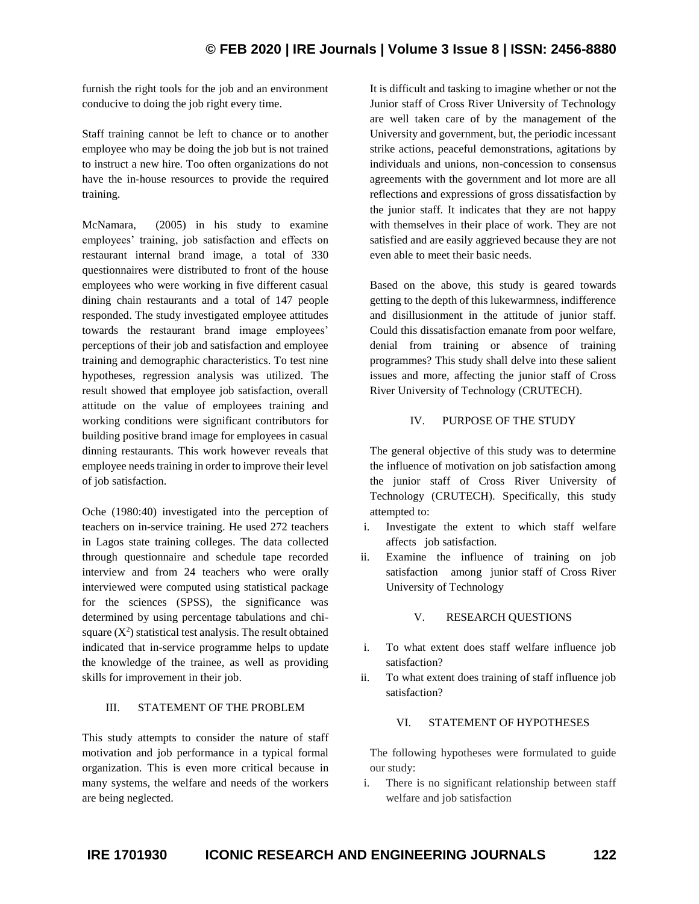furnish the right tools for the job and an environment conducive to doing the job right every time.

Staff training cannot be left to chance or to another employee who may be doing the job but is not trained to instruct a new hire. Too often organizations do not have the in-house resources to provide the required training.

McNamara, (2005) in his study to examine employees' training, job satisfaction and effects on restaurant internal brand image, a total of 330 questionnaires were distributed to front of the house employees who were working in five different casual dining chain restaurants and a total of 147 people responded. The study investigated employee attitudes towards the restaurant brand image employees' perceptions of their job and satisfaction and employee training and demographic characteristics. To test nine hypotheses, regression analysis was utilized. The result showed that employee job satisfaction, overall attitude on the value of employees training and working conditions were significant contributors for building positive brand image for employees in casual dinning restaurants. This work however reveals that employee needs training in order to improve their level of job satisfaction.

Oche (1980:40) investigated into the perception of teachers on in-service training. He used 272 teachers in Lagos state training colleges. The data collected through questionnaire and schedule tape recorded interview and from 24 teachers who were orally interviewed were computed using statistical package for the sciences (SPSS), the significance was determined by using percentage tabulations and chi-square ($X^2$) statistical test analysis. The result obtained indicated that in-service programme helps to update the knowledge of the trainee, as well as providing skills for improvement in their job.

## III. STATEMENT OF THE PROBLEM

This study attempts to consider the nature of staff motivation and job performance in a typical formal organization. This is even more critical because in many systems, the welfare and needs of the workers are being neglected.

It is difficult and tasking to imagine whether or not the Junior staff of Cross River University of Technology are well taken care of by the management of the University and government, but, the periodic incessant strike actions, peaceful demonstrations, agitations by individuals and unions, non-concession to consensus agreements with the government and lot more are all reflections and expressions of gross dissatisfaction by the junior staff. It indicates that they are not happy with themselves in their place of work. They are not satisfied and are easily aggrieved because they are not even able to meet their basic needs.

Based on the above, this study is geared towards getting to the depth of this lukewarmness, indifference and disillusionment in the attitude of junior staff. Could this dissatisfaction emanate from poor welfare, denial from training or absence of training programmes? This study shall delve into these salient issues and more, affecting the junior staff of Cross River University of Technology (CRUTECH).

## IV. PURPOSE OF THE STUDY

The general objective of this study was to determine the influence of motivation on job satisfaction among the junior staff of Cross River University of Technology (CRUTECH). Specifically, this study attempted to:

i. Investigate the extent to which staff welfare affects job satisfaction.
ii. Examine the influence of training on job satisfaction among junior staff of Cross River University of Technology

## V. RESEARCH QUESTIONS

i. To what extent does staff welfare influence job satisfaction?
ii. To what extent does training of staff influence job satisfaction?

## VI. STATEMENT OF HYPOTHESES

The following hypotheses were formulated to guide our study:

i. There is no significant relationship between staff welfare and job satisfaction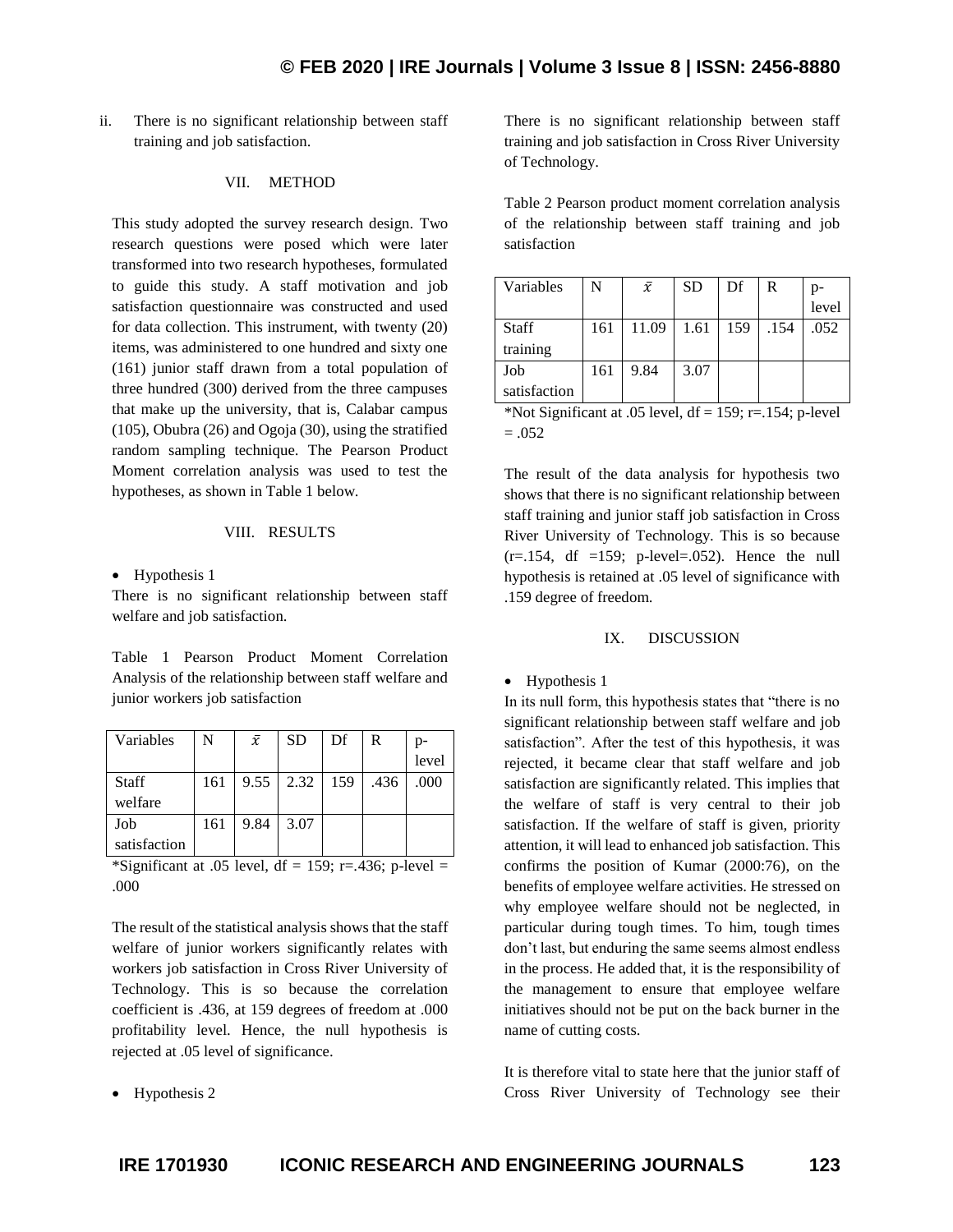ii. There is no significant relationship between staff training and job satisfaction.

## VII. METHOD

This study adopted the survey research design. Two research questions were posed which were later transformed into two research hypotheses, formulated to guide this study. A staff motivation and job satisfaction questionnaire was constructed and used for data collection. This instrument, with twenty (20) items, was administered to one hundred and sixty one (161) junior staff drawn from a total population of three hundred (300) derived from the three campuses that make up the university, that is, Calabar campus (105), Obubra (26) and Ogoja (30), using the stratified random sampling technique. The Pearson Product Moment correlation analysis was used to test the hypotheses, as shown in Table 1 below.

## VIII. RESULTS

- Hypothesis 1

There is no significant relationship between staff welfare and job satisfaction.

Table 1 Pearson Product Moment Correlation Analysis of the relationship between staff welfare and junior workers job satisfaction

| Variables | N | $\bar{x}$ | SD | Df | R | p-level |
|---|---|---|---|---|---|---|
| Staff welfare | 161 | 9.55 | 2.32 | 159 | .436 | .000 |
| Job satisfaction | 161 | 9.84 | 3.07 | | | |

*Significant at .05 level, df = 159; r=.436; p-level = .000

The result of the statistical analysis shows that the staff welfare of junior workers significantly relates with workers job satisfaction in Cross River University of Technology. This is so because the correlation coefficient is .436, at 159 degrees of freedom at .000 profitability level. Hence, the null hypothesis is rejected at .05 level of significance.

- Hypothesis 2

There is no significant relationship between staff training and job satisfaction in Cross River University of Technology.

Table 2 Pearson product moment correlation analysis of the relationship between staff training and job satisfaction

| Variables | N | $\bar{x}$ | SD | Df | R | p-level |
|---|---|---|---|---|---|---|
| Staff training | 161 | 11.09 | 1.61 | 159 | .154 | .052 |
| Job satisfaction | 161 | 9.84 | 3.07 | | | |

*Not Significant at .05 level, df = 159; r=.154; p-level = .052

The result of the data analysis for hypothesis two shows that there is no significant relationship between staff training and junior staff job satisfaction in Cross River University of Technology. This is so because (r=.154, df =159; p-level=.052). Hence the null hypothesis is retained at .05 level of significance with .159 degree of freedom.

## IX. DISCUSSION

- Hypothesis 1

In its null form, this hypothesis states that "there is no significant relationship between staff welfare and job satisfaction". After the test of this hypothesis, it was rejected, it became clear that staff welfare and job satisfaction are significantly related. This implies that the welfare of staff is very central to their job satisfaction. If the welfare of staff is given, priority attention, it will lead to enhanced job satisfaction. This confirms the position of Kumar (2000:76), on the benefits of employee welfare activities. He stressed on why employee welfare should not be neglected, in particular during tough times. To him, tough times don't last, but enduring the same seems almost endless in the process. He added that, it is the responsibility of the management to ensure that employee welfare initiatives should not be put on the back burner in the name of cutting costs.

It is therefore vital to state here that the junior staff of Cross River University of Technology see their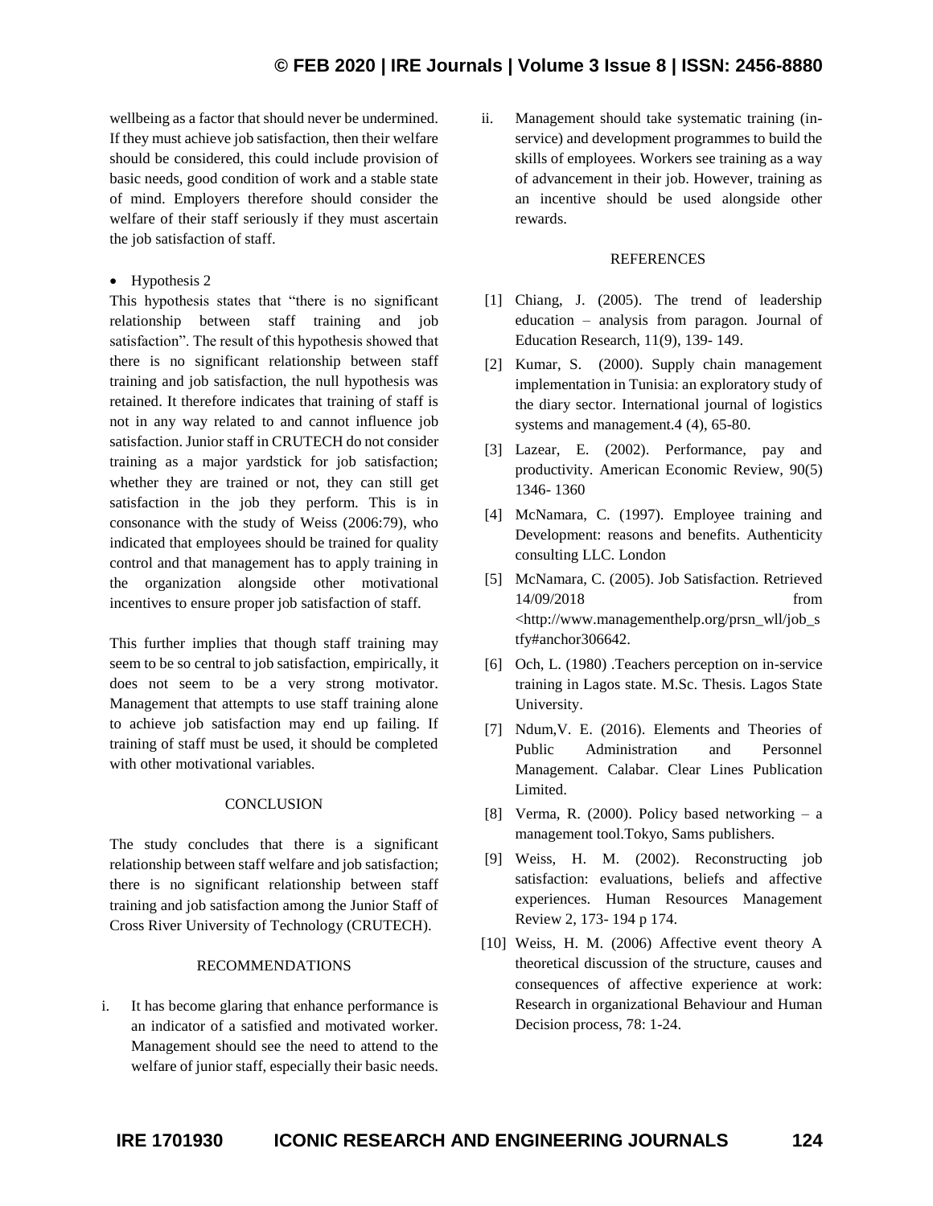wellbeing as a factor that should never be undermined. If they must achieve job satisfaction, then their welfare should be considered, this could include provision of basic needs, good condition of work and a stable state of mind. Employers therefore should consider the welfare of their staff seriously if they must ascertain the job satisfaction of staff.

- Hypothesis 2

This hypothesis states that "there is no significant relationship between staff training and job satisfaction". The result of this hypothesis showed that there is no significant relationship between staff training and job satisfaction, the null hypothesis was retained. It therefore indicates that training of staff is not in any way related to and cannot influence job satisfaction. Junior staff in CRUTECH do not consider training as a major yardstick for job satisfaction; whether they are trained or not, they can still get satisfaction in the job they perform. This is in consonance with the study of Weiss (2006:79), who indicated that employees should be trained for quality control and that management has to apply training in the organization alongside other motivational incentives to ensure proper job satisfaction of staff.

This further implies that though staff training may seem to be so central to job satisfaction, empirically, it does not seem to be a very strong motivator. Management that attempts to use staff training alone to achieve job satisfaction may end up failing. If training of staff must be used, it should be completed with other motivational variables.

## CONCLUSION

The study concludes that there is a significant relationship between staff welfare and job satisfaction; there is no significant relationship between staff training and job satisfaction among the Junior Staff of Cross River University of Technology (CRUTECH).

## RECOMMENDATIONS

i. It has become glaring that enhance performance is an indicator of a satisfied and motivated worker. Management should see the need to attend to the welfare of junior staff, especially their basic needs.

ii. Management should take systematic training (in-service) and development programmes to build the skills of employees. Workers see training as a way of advancement in their job. However, training as an incentive should be used alongside other rewards.

## REFERENCES

[1] Chiang, J. (2005). The trend of leadership education – analysis from paragon. Journal of Education Research, 11(9), 139- 149.

[2] Kumar, S. (2000). Supply chain management implementation in Tunisia: an exploratory study of the diary sector. International journal of logistics systems and management.4 (4), 65-80.

[3] Lazear, E. (2002). Performance, pay and productivity. American Economic Review, 90(5) 1346- 1360

[4] McNamara, C. (1997). Employee training and Development: reasons and benefits. Authenticity consulting LLC. London

[5] McNamara, C. (2005). Job Satisfaction. Retrieved 14/09/2018 from <http://www.managementhelp.org/prsn_wll/job_stfy#anchor306642.

[6] Och, L. (1980) .Teachers perception on in-service training in Lagos state. M.Sc. Thesis. Lagos State University.

[7] Ndum,V. E. (2016). Elements and Theories of Public Administration and Personnel Management. Calabar. Clear Lines Publication Limited.

[8] Verma, R. (2000). Policy based networking – a management tool.Tokyo, Sams publishers.

[9] Weiss, H. M. (2002). Reconstructing job satisfaction: evaluations, beliefs and affective experiences. Human Resources Management Review 2, 173- 194 p 174.

[10] Weiss, H. M. (2006) Affective event theory A theoretical discussion of the structure, causes and consequences of affective experience at work: Research in organizational Behaviour and Human Decision process, 78: 1-24.